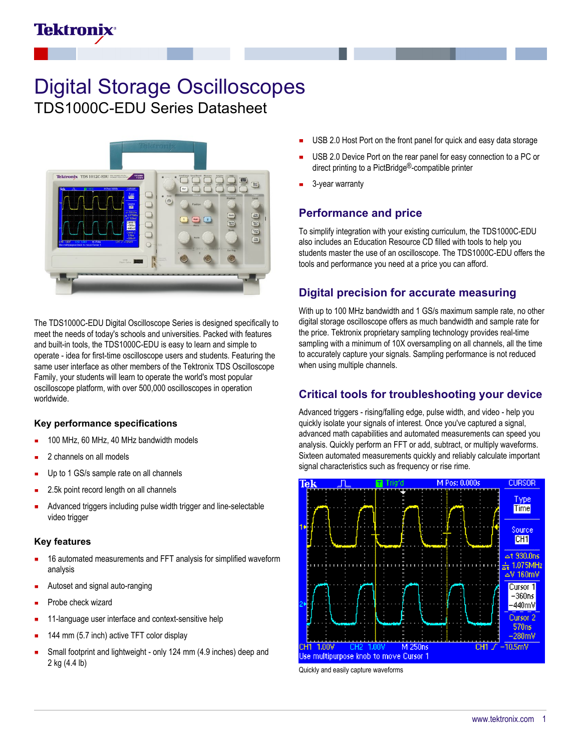# Digital Storage Oscilloscopes

## TDS1000C-EDU Series Datasheet

The TDS1000C-EDU Digital Oscilloscope Series is designed specifically to meet the needs of today's schools and universities. Packed with features and built-in tools, the TDS1000C-EDU is easy to learn and simple to operate - idea for first-time oscilloscope users and students. Featuring the same user interface as other members of the Tektronix TDS Oscilloscope Family, your students will learn to operate the world's most popular oscilloscope platform, with over 500,000 oscilloscopes in operation worldwide.

### Key performance specifications

- 100 MHz, 60 MHz, 40 MHz bandwidth models
- 2 channels on all models
- Up to 1 GS/s sample rate on all channels
- 2.5k point record length on all channels
- Advanced triggers including pulse width trigger and line-selectable video trigger

### Key features

- 16 automated measurements and FFT analysis for simplified waveform analysis
- Autoset and signal auto-ranging
- Probe check wizard
- 11-language user interface and context-sensitive help
- 144 mm (5.7 inch) active TFT color display
- Small footprint and lightweight - only 124 mm (4.9 inches) deep and 2 kg (4.4 lb)
- USB 2.0 Host Port on the front panel for quick and easy data storage
- USB 2.0 Device Port on the rear panel for easy connection to a PC or direct printing to a PictBridge®-compatible printer
- 3-year warranty

## Performance and price

To simplify integration with your existing curriculum, the TDS1000C-EDU also includes an Education Resource CD filled with tools to help you students master the use of an oscilloscope. The TDS1000C-EDU offers the tools and performance you need at a price you can afford.

## Digital precision for accurate measuring

With up to 100 MHz bandwidth and 1 GS/s maximum sample rate, no other digital storage oscilloscope offers as much bandwidth and sample rate for the price. Tektronix proprietary sampling technology provides real-time sampling with a minimum of 10X oversampling on all channels, all the time to accurately capture your signals. Sampling performance is not reduced when using multiple channels.

## Critical tools for troubleshooting your device

Advanced triggers - rising/falling edge, pulse width, and video - help you quickly isolate your signals of interest. Once you've captured a signal, advanced math capabilities and automated measurements can speed you analysis. Quickly perform an FFT or add, subtract, or multiply waveforms. Sixteen automated measurements quickly and reliably calculate important signal characteristics such as frequency or rise rime.

Quickly and easily capture waveforms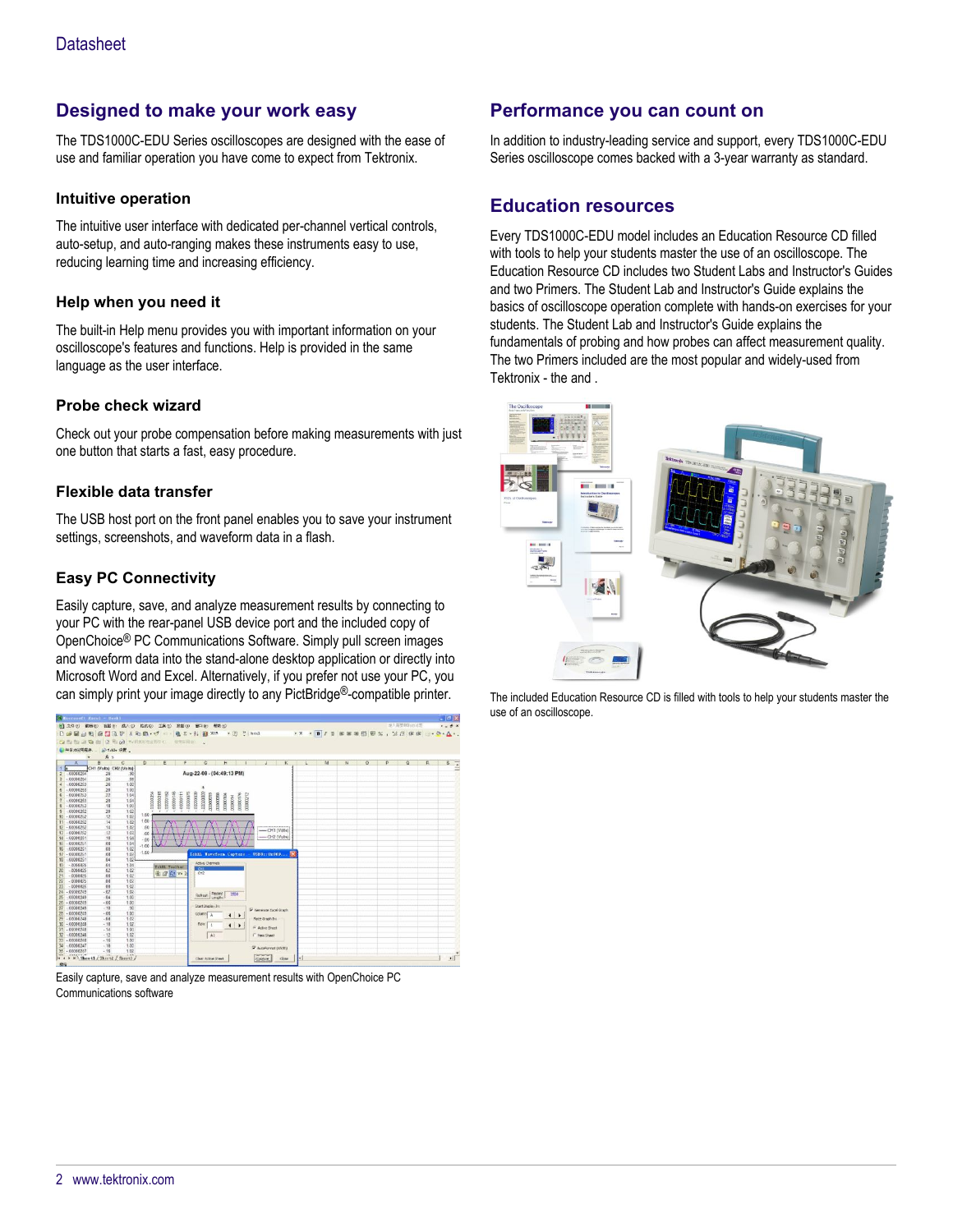## Designed to make your work easy

The TDS1000C-EDU Series oscilloscopes are designed with the ease of use and familiar operation you have come to expect from Tektronix.

### Intuitive operation

The intuitive user interface with dedicated per-channel vertical controls, auto-setup, and auto-ranging makes these instruments easy to use, reducing learning time and increasing efficiency.

### Help when you need it

The built-in Help menu provides you with important information on your oscilloscope's features and functions. Help is provided in the same language as the user interface.

### Probe check wizard

Check out your probe compensation before making measurements with just one button that starts a fast, easy procedure.

### Flexible data transfer

The USB host port on the front panel enables you to save your instrument settings, screenshots, and waveform data in a flash.

### Easy PC Connectivity

Easily capture, save, and analyze measurement results by connecting to your PC with the rear-panel USB device port and the included copy of OpenChoice® PC Communications Software. Simply pull screen images and waveform data into the stand-alone desktop application or directly into Microsoft Word and Excel. Alternatively, if you prefer not use your PC, you can simply print your image directly to any PictBridge®-compatible printer.

Easily capture, save and analyze measurement results with OpenChoice PC Communications software

## Performance you can count on

In addition to industry-leading service and support, every TDS1000C-EDU Series oscilloscope comes backed with a 3-year warranty as standard.

## Education resources

Every TDS1000C-EDU model includes an Education Resource CD filled with tools to help your students master the use of an oscilloscope. The Education Resource CD includes two Student Labs and Instructor's Guides and two Primers. The Student Lab and Instructor's Guide explains the basics of oscilloscope operation complete with hands-on exercises for your students. The Student Lab and Instructor's Guide explains the fundamentals of probing and how probes can affect measurement quality. The two Primers included are the most popular and widely-used from Tektronix - the and .

The included Education Resource CD is filled with tools to help your students master the use of an oscilloscope.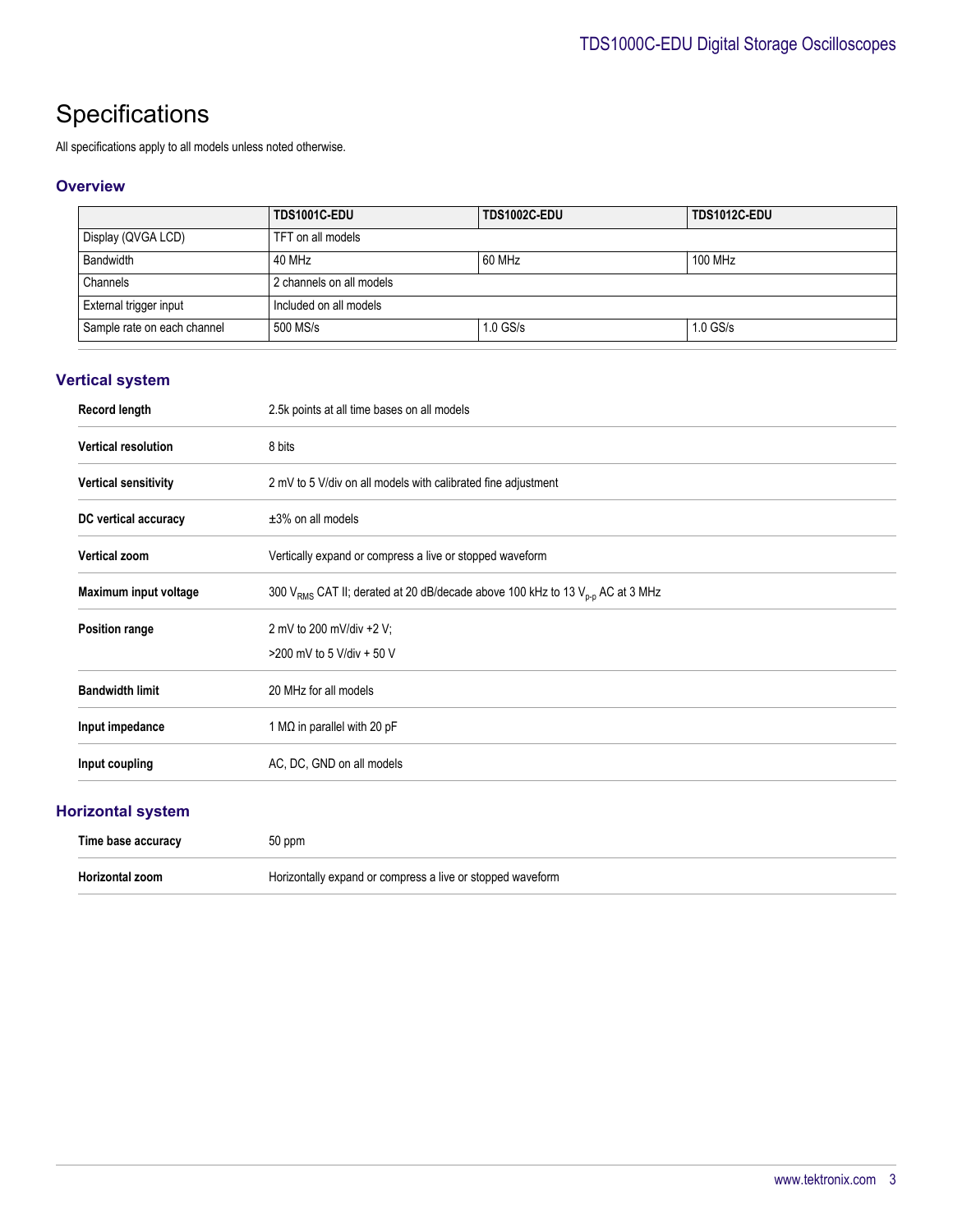# Specifications

All specifications apply to all models unless noted otherwise.

## Overview

| | TDS1001C-EDU | TDS1002C-EDU | TDS1012C-EDU |
|---|---|---|---|
| Display (QVGA LCD) | TFT on all models | | |
| Bandwidth | 40 MHz | 60 MHz | 100 MHz |
| Channels | 2 channels on all models | | |
| External trigger input | Included on all models | | |
| Sample rate on each channel | 500 MS/s | 1.0 GS/s | 1.0 GS/s |

## Vertical system

| | |
|---|---|
| **Record length** | 2.5k points at all time bases on all models |
| **Vertical resolution** | 8 bits |
| **Vertical sensitivity** | 2 mV to 5 V/div on all models with calibrated fine adjustment |
| **DC vertical accuracy** | ±3% on all models |
| **Vertical zoom** | Vertically expand or compress a live or stopped waveform |
| **Maximum input voltage** | 300 $V_{RMS}$ CAT II; derated at 20 dB/decade above 100 kHz to 13 $V_{p-p}$ AC at 3 MHz |
| **Position range** | 2 mV to 200 mV/div +2 V;<br>>200 mV to 5 V/div + 50 V |
| **Bandwidth limit** | 20 MHz for all models |
| **Input impedance** | 1 MΩ in parallel with 20 pF |
| **Input coupling** | AC, DC, GND on all models |

## Horizontal system

| | |
|---|---|
| **Time base accuracy** | 50 ppm |
| **Horizontal zoom** | Horizontally expand or compress a live or stopped waveform |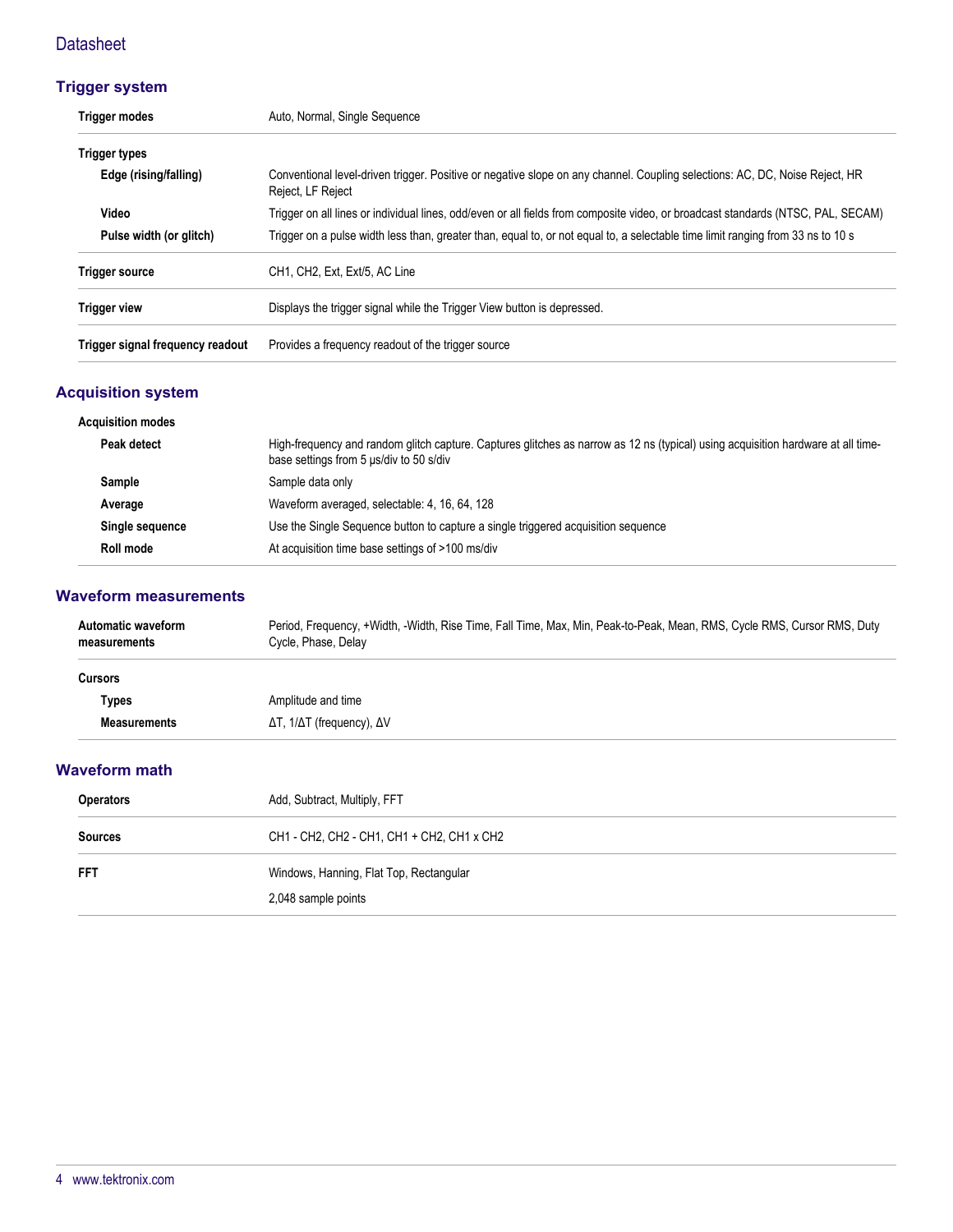## Trigger system

| | |
|---|---|
| **Trigger modes** | Auto, Normal, Single Sequence |
| **Trigger types** | |
| **Edge (rising/falling)** | Conventional level-driven trigger. Positive or negative slope on any channel. Coupling selections: AC, DC, Noise Reject, HR Reject, LF Reject |
| **Video** | Trigger on all lines or individual lines, odd/even or all fields from composite video, or broadcast standards (NTSC, PAL, SECAM) |
| **Pulse width (or glitch)** | Trigger on a pulse width less than, greater than, equal to, or not equal to, a selectable time limit ranging from 33 ns to 10 s |
| **Trigger source** | CH1, CH2, Ext, Ext/5, AC Line |
| **Trigger view** | Displays the trigger signal while the Trigger View button is depressed. |
| **Trigger signal frequency readout** | Provides a frequency readout of the trigger source |

## Acquisition system

| | |
|---|---|
| **Acquisition modes** | |
| **Peak detect** | High-frequency and random glitch capture. Captures glitches as narrow as 12 ns (typical) using acquisition hardware at all time-base settings from 5 µs/div to 50 s/div |
| **Sample** | Sample data only |
| **Average** | Waveform averaged, selectable: 4, 16, 64, 128 |
| **Single sequence** | Use the Single Sequence button to capture a single triggered acquisition sequence |
| **Roll mode** | At acquisition time base settings of >100 ms/div |

## Waveform measurements

| | |
|---|---|
| **Automatic waveform measurements** | Period, Frequency, +Width, -Width, Rise Time, Fall Time, Max, Min, Peak-to-Peak, Mean, RMS, Cycle RMS, Cursor RMS, Duty Cycle, Phase, Delay |
| **Cursors** | |
| **Types** | Amplitude and time |
| **Measurements** | ΔT, 1/ΔT (frequency), ΔV |

## Waveform math

| | |
|---|---|
| **Operators** | Add, Subtract, Multiply, FFT |
| **Sources** | CH1 - CH2, CH2 - CH1, CH1 + CH2, CH1 x CH2 |
| **FFT** | Windows, Hanning, Flat Top, Rectangular<br><br>2,048 sample points |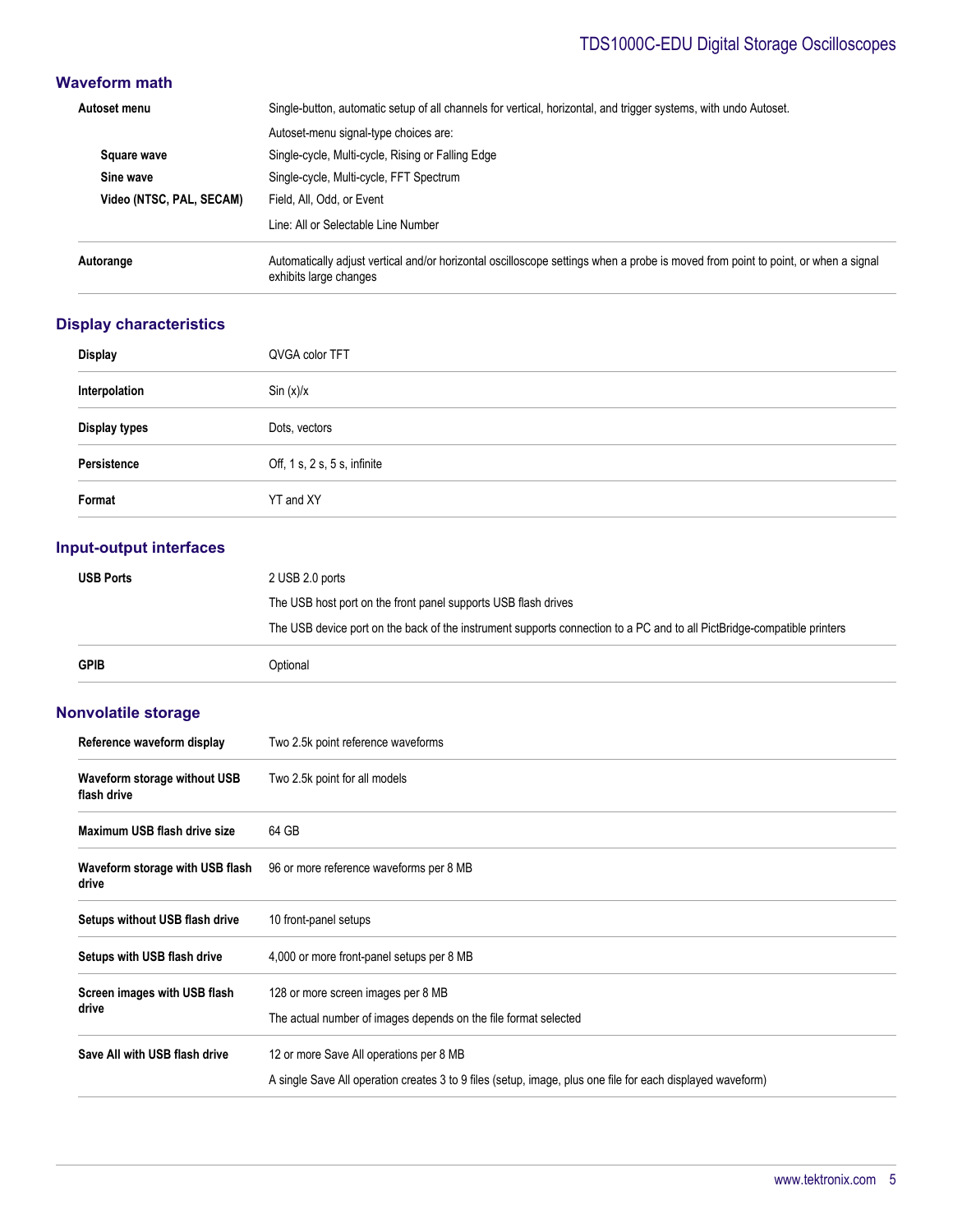## Waveform math

| | |
|---|---|
| **Autoset menu** | Single-button, automatic setup of all channels for vertical, horizontal, and trigger systems, with undo Autoset. |
| | Autoset-menu signal-type choices are: |
| **Square wave** | Single-cycle, Multi-cycle, Rising or Falling Edge |
| **Sine wave** | Single-cycle, Multi-cycle, FFT Spectrum |
| **Video (NTSC, PAL, SECAM)** | Field, All, Odd, or Event |
| | Line: All or Selectable Line Number |
| **Autorange** | Automatically adjust vertical and/or horizontal oscilloscope settings when a probe is moved from point to point, or when a signal exhibits large changes |

## Display characteristics

| | |
|---|---|
| **Display** | QVGA color TFT |
| **Interpolation** | Sin (x)/x |
| **Display types** | Dots, vectors |
| **Persistence** | Off, 1 s, 2 s, 5 s, infinite |
| **Format** | YT and XY |

## Input-output interfaces

| | |
|---|---|
| **USB Ports** | 2 USB 2.0 ports |
| | The USB host port on the front panel supports USB flash drives |
| | The USB device port on the back of the instrument supports connection to a PC and to all PictBridge-compatible printers |
| **GPIB** | Optional |

## Nonvolatile storage

| | |
|---|---|
| **Reference waveform display** | Two 2.5k point reference waveforms |
| **Waveform storage without USB flash drive** | Two 2.5k point for all models |
| **Maximum USB flash drive size** | 64 GB |
| **Waveform storage with USB flash drive** | 96 or more reference waveforms per 8 MB |
| **Setups without USB flash drive** | 10 front-panel setups |
| **Setups with USB flash drive** | 4,000 or more front-panel setups per 8 MB |
| **Screen images with USB flash drive** | 128 or more screen images per 8 MB |
| | The actual number of images depends on the file format selected |
| **Save All with USB flash drive** | 12 or more Save All operations per 8 MB |
| | A single Save All operation creates 3 to 9 files (setup, image, plus one file for each displayed waveform) |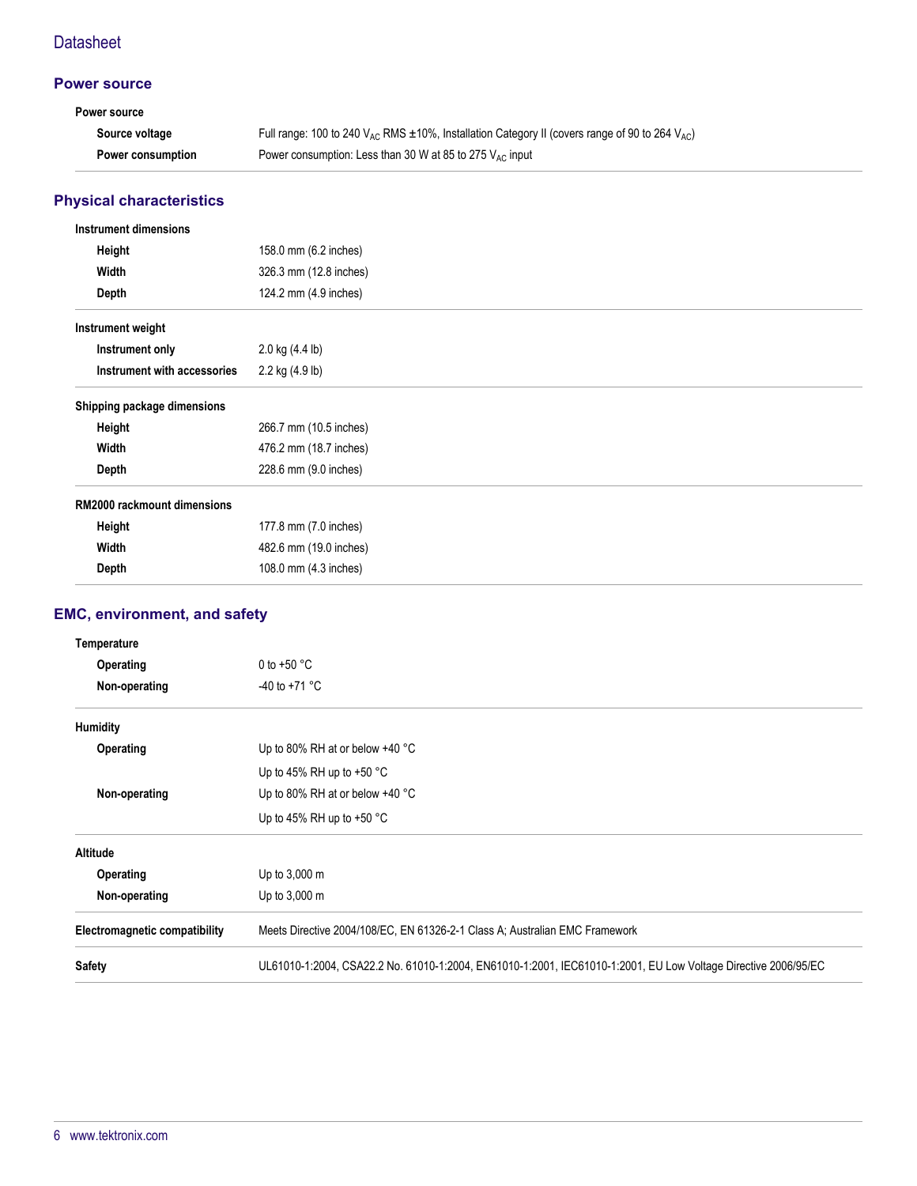## Power source

| Power source | |
|---|---|
| **Source voltage** | Full range: 100 to 240 $V_{AC}$ RMS ±10%, Installation Category II (covers range of 90 to 264 $V_{AC}$) |
| **Power consumption** | Power consumption: Less than 30 W at 85 to 275 $V_{AC}$ input |

## Physical characteristics

| Instrument dimensions | |
|---|---|
| **Height** | 158.0 mm (6.2 inches) |
| **Width** | 326.3 mm (12.8 inches) |
| **Depth** | 124.2 mm (4.9 inches) |

| Instrument weight | |
|---|---|
| **Instrument only** | 2.0 kg (4.4 lb) |
| **Instrument with accessories** | 2.2 kg (4.9 lb) |

| Shipping package dimensions | |
|---|---|
| **Height** | 266.7 mm (10.5 inches) |
| **Width** | 476.2 mm (18.7 inches) |
| **Depth** | 228.6 mm (9.0 inches) |

| RM2000 rackmount dimensions | |
|---|---|
| **Height** | 177.8 mm (7.0 inches) |
| **Width** | 482.6 mm (19.0 inches) |
| **Depth** | 108.0 mm (4.3 inches) |

## EMC, environment, and safety

| Temperature | |
|---|---|
| **Operating** | 0 to +50 °C |
| **Non-operating** | -40 to +71 °C |

| Humidity | |
|---|---|
| **Operating** | Up to 80% RH at or below +40 °C |
| | Up to 45% RH up to +50 °C |
| **Non-operating** | Up to 80% RH at or below +40 °C |
| | Up to 45% RH up to +50 °C |

| Altitude | |
|---|---|
| **Operating** | Up to 3,000 m |
| **Non-operating** | Up to 3,000 m |

| | |
|---|---|
| **Electromagnetic compatibility** | Meets Directive 2004/108/EC, EN 61326-2-1 Class A; Australian EMC Framework |
| **Safety** | UL61010-1:2004, CSA22.2 No. 61010-1:2004, EN61010-1:2001, IEC61010-1:2001, EU Low Voltage Directive 2006/95/EC |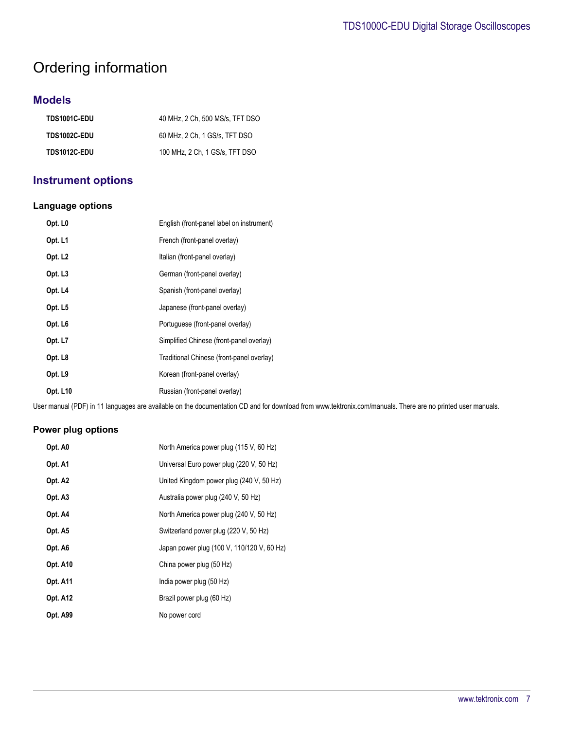# Ordering information

## Models

| | |
|---|---|
| **TDS1001C-EDU** | 40 MHz, 2 Ch, 500 MS/s, TFT DSO |
| **TDS1002C-EDU** | 60 MHz, 2 Ch, 1 GS/s, TFT DSO |
| **TDS1012C-EDU** | 100 MHz, 2 Ch, 1 GS/s, TFT DSO |

## Instrument options

### Language options

| | |
|---|---|
| **Opt. L0** | English (front-panel label on instrument) |
| **Opt. L1** | French (front-panel overlay) |
| **Opt. L2** | Italian (front-panel overlay) |
| **Opt. L3** | German (front-panel overlay) |
| **Opt. L4** | Spanish (front-panel overlay) |
| **Opt. L5** | Japanese (front-panel overlay) |
| **Opt. L6** | Portuguese (front-panel overlay) |
| **Opt. L7** | Simplified Chinese (front-panel overlay) |
| **Opt. L8** | Traditional Chinese (front-panel overlay) |
| **Opt. L9** | Korean (front-panel overlay) |
| **Opt. L10** | Russian (front-panel overlay) |

User manual (PDF) in 11 languages are available on the documentation CD and for download from www.tektronix.com/manuals. There are no printed user manuals.

### Power plug options

| | |
|---|---|
| **Opt. A0** | North America power plug (115 V, 60 Hz) |
| **Opt. A1** | Universal Euro power plug (220 V, 50 Hz) |
| **Opt. A2** | United Kingdom power plug (240 V, 50 Hz) |
| **Opt. A3** | Australia power plug (240 V, 50 Hz) |
| **Opt. A4** | North America power plug (240 V, 50 Hz) |
| **Opt. A5** | Switzerland power plug (220 V, 50 Hz) |
| **Opt. A6** | Japan power plug (100 V, 110/120 V, 60 Hz) |
| **Opt. A10** | China power plug (50 Hz) |
| **Opt. A11** | India power plug (50 Hz) |
| **Opt. A12** | Brazil power plug (60 Hz) |
| **Opt. A99** | No power cord |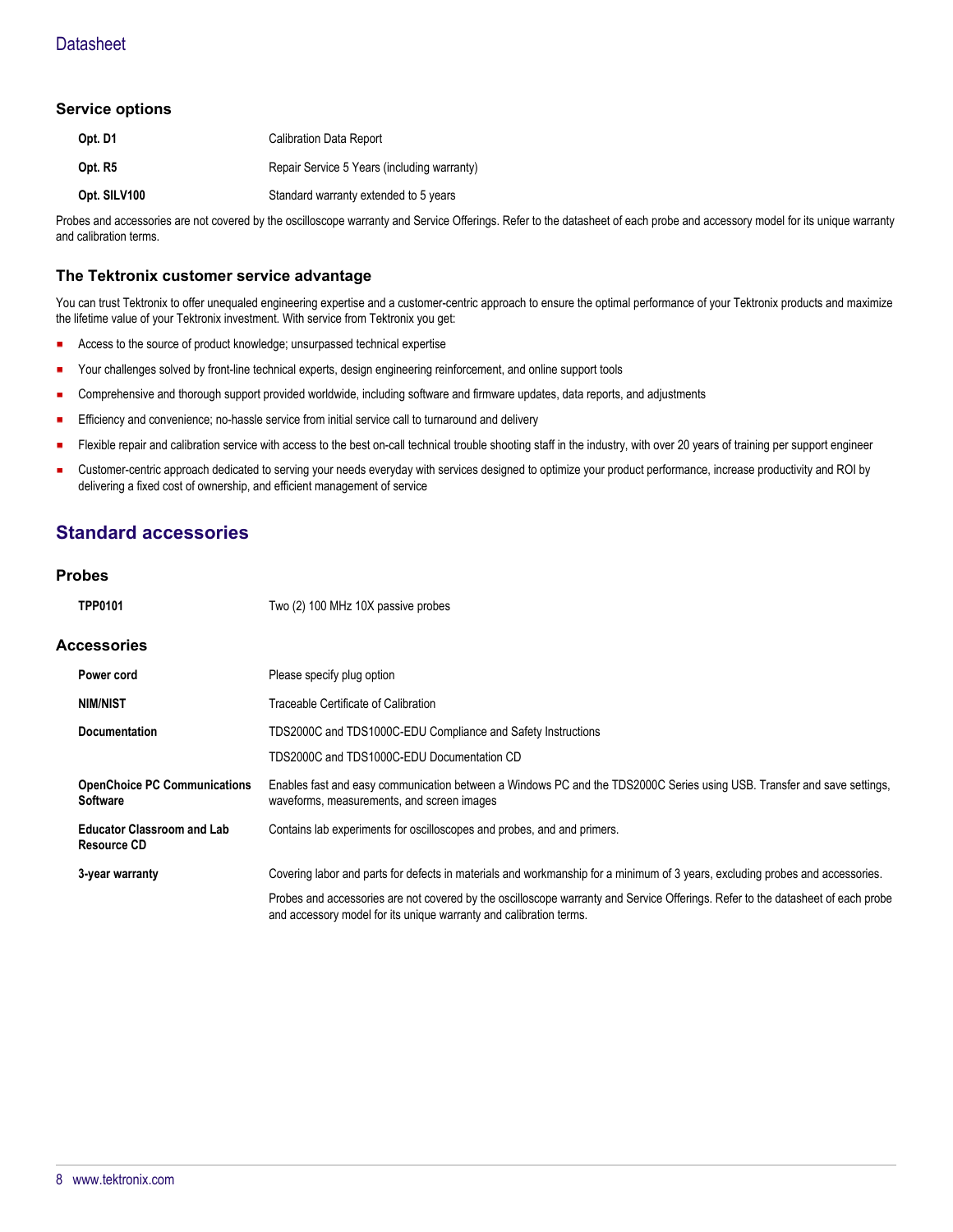### Service options

| | |
|---|---|
| **Opt. D1** | Calibration Data Report |
| **Opt. R5** | Repair Service 5 Years (including warranty) |
| **Opt. SILV100** | Standard warranty extended to 5 years |

Probes and accessories are not covered by the oscilloscope warranty and Service Offerings. Refer to the datasheet of each probe and accessory model for its unique warranty and calibration terms.

### The Tektronix customer service advantage

You can trust Tektronix to offer unequaled engineering expertise and a customer-centric approach to ensure the optimal performance of your Tektronix products and maximize the lifetime value of your Tektronix investment. With service from Tektronix you get:

- Access to the source of product knowledge; unsurpassed technical expertise
- Your challenges solved by front-line technical experts, design engineering reinforcement, and online support tools
- Comprehensive and thorough support provided worldwide, including software and firmware updates, data reports, and adjustments
- Efficiency and convenience; no-hassle service from initial service call to turnaround and delivery
- Flexible repair and calibration service with access to the best on-call technical trouble shooting staff in the industry, with over 20 years of training per support engineer
- Customer-centric approach dedicated to serving your needs everyday with services designed to optimize your product performance, increase productivity and ROI by delivering a fixed cost of ownership, and efficient management of service

## Standard accessories

### Probes

| | |
|---|---|
| **TPP0101** | Two (2) 100 MHz 10X passive probes |

### Accessories

| | |
|---|---|
| **Power cord** | Please specify plug option |
| **NIM/NIST** | Traceable Certificate of Calibration |
| **Documentation** | TDS2000C and TDS1000C-EDU Compliance and Safety Instructions |
| | TDS2000C and TDS1000C-EDU Documentation CD |
| **OpenChoice PC Communications Software** | Enables fast and easy communication between a Windows PC and the TDS2000C Series using USB. Transfer and save settings, waveforms, measurements, and screen images |
| **Educator Classroom and Lab Resource CD** | Contains lab experiments for oscilloscopes and probes, and and primers. |
| **3-year warranty** | Covering labor and parts for defects in materials and workmanship for a minimum of 3 years, excluding probes and accessories. |
| | Probes and accessories are not covered by the oscilloscope warranty and Service Offerings. Refer to the datasheet of each probe and accessory model for its unique warranty and calibration terms. |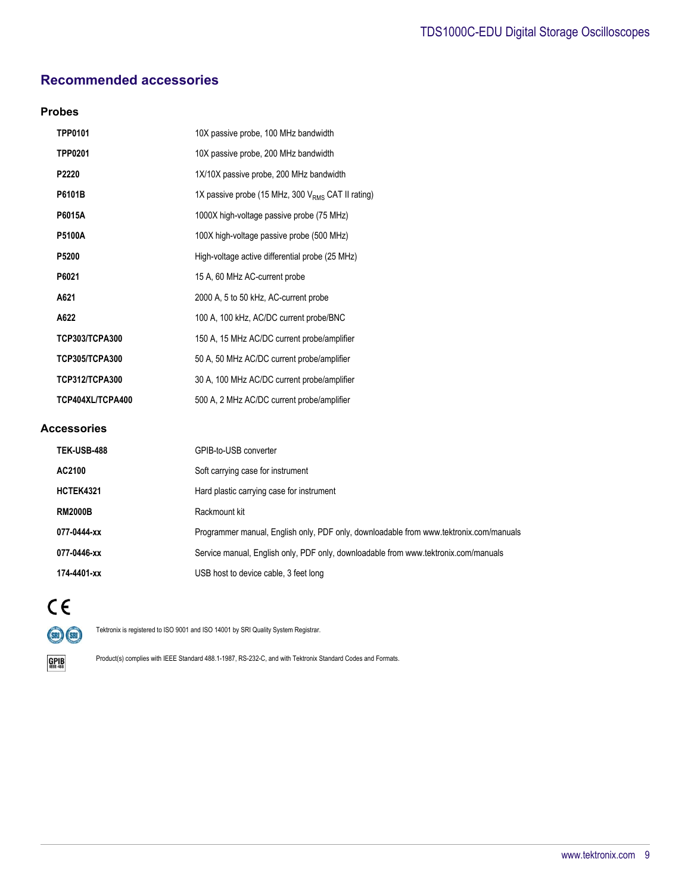## Recommended accessories

### Probes

| | |
|---|---|
| **TPP0101** | 10X passive probe, 100 MHz bandwidth |
| **TPP0201** | 10X passive probe, 200 MHz bandwidth |
| **P2220** | 1X/10X passive probe, 200 MHz bandwidth |
| **P6101B** | 1X passive probe (15 MHz, 300 $V_{RMS}$ CAT II rating) |
| **P6015A** | 1000X high-voltage passive probe (75 MHz) |
| **P5100A** | 100X high-voltage passive probe (500 MHz) |
| **P5200** | High-voltage active differential probe (25 MHz) |
| **P6021** | 15 A, 60 MHz AC-current probe |
| **A621** | 2000 A, 5 to 50 kHz, AC-current probe |
| **A622** | 100 A, 100 kHz, AC/DC current probe/BNC |
| **TCP303/TCPA300** | 150 A, 15 MHz AC/DC current probe/amplifier |
| **TCP305/TCPA300** | 50 A, 50 MHz AC/DC current probe/amplifier |
| **TCP312/TCPA300** | 30 A, 100 MHz AC/DC current probe/amplifier |
| **TCP404XL/TCPA400** | 500 A, 2 MHz AC/DC current probe/amplifier |

### Accessories

| | |
|---|---|
| **TEK-USB-488** | GPIB-to-USB converter |
| **AC2100** | Soft carrying case for instrument |
| **HCTEK4321** | Hard plastic carrying case for instrument |
| **RM2000B** | Rackmount kit |
| **077-0444-xx** | Programmer manual, English only, PDF only, downloadable from www.tektronix.com/manuals |
| **077-0446-xx** | Service manual, English only, PDF only, downloadable from www.tektronix.com/manuals |
| **174-4401-xx** | USB host to device cable, 3 feet long |

CE

Tektronix is registered to ISO 9001 and ISO 14001 by SRI Quality System Registrar.

Product(s) complies with IEEE Standard 488.1-1987, RS-232-C, and with Tektronix Standard Codes and Formats.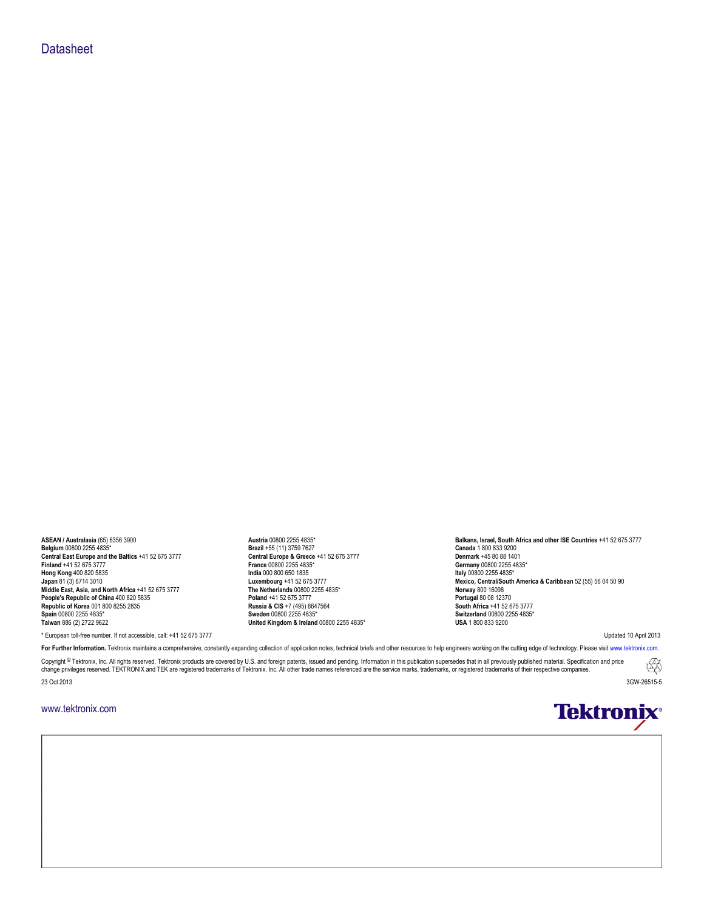**ASEAN / Australasia** (65) 6356 3900
**Belgium** 00800 2255 4835*
**Central East Europe and the Baltics** +41 52 675 3777
**Finland** +41 52 675 3777
**Hong Kong** 400 820 5835
**Japan** 81 (3) 6714 3010
**Middle East, Asia, and North Africa** +41 52 675 3777
**People's Republic of China** 400 820 5835
**Republic of Korea** 001 800 8255 2835
**Spain** 00800 2255 4835*
**Taiwan** 886 (2) 2722 9622

**Austria** 00800 2255 4835*
**Brazil** +55 (11) 3759 7627
**Central Europe & Greece** +41 52 675 3777
**France** 00800 2255 4835*
**India** 000 800 650 1835
**Luxembourg** +41 52 675 3777
**The Netherlands** 00800 2255 4835*
**Poland** +41 52 675 3777
**Russia & CIS** +7 (495) 6647564
**Sweden** 00800 2255 4835*
**United Kingdom & Ireland** 00800 2255 4835*

**Balkans, Israel, South Africa and other ISE Countries** +41 52 675 3777
**Canada** 1 800 833 9200
**Denmark** +45 80 88 1401
**Germany** 00800 2255 4835*
**Italy** 00800 2255 4835*
**Mexico, Central/South America & Caribbean** 52 (55) 56 04 50 90
**Norway** 800 16098
**Portugal** 80 08 12370
**South Africa** +41 52 675 3777
**Switzerland** 00800 2255 4835*
**USA** 1 800 833 9200

* European toll-free number. If not accessible, call: +41 52 675 3777

Updated 10 April 2013

**For Further Information.** Tektronix maintains a comprehensive, constantly expanding collection of application notes, technical briefs and other resources to help engineers working on the cutting edge of technology. Please visit www.tektronix.com.

Copyright © Tektronix, Inc. All rights reserved. Tektronix products are covered by U.S. and foreign patents, issued and pending. Information in this publication supersedes that in all previously published material. Specification and price change privileges reserved. TEKTRONIX and TEK are registered trademarks of Tektronix, Inc. All other trade names referenced are the service marks, trademarks, or registered trademarks of their respective companies.

23 Oct 2013

3GW-26515-5

www.tektronix.com

Tektronix®